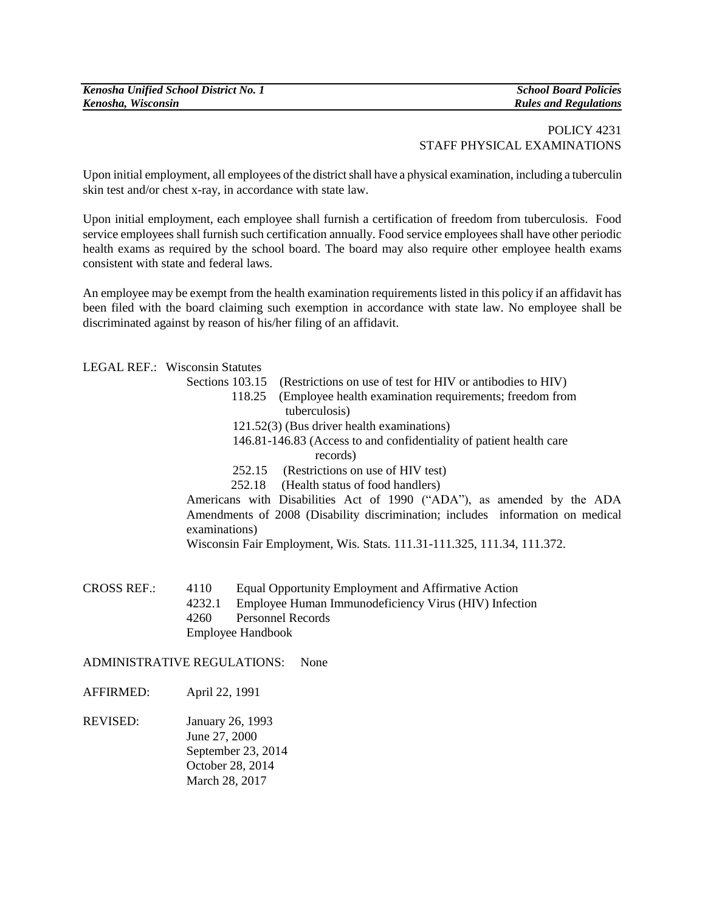POLICY 4231
STAFF PHYSICAL EXAMINATIONS

Upon initial employment, all employees of the district shall have a physical examination, including a tuberculin skin test and/or chest x-ray, in accordance with state law.

Upon initial employment, each employee shall furnish a certification of freedom from tuberculosis. Food service employees shall furnish such certification annually. Food service employees shall have other periodic health exams as required by the school board. The board may also require other employee health exams consistent with state and federal laws.

An employee may be exempt from the health examination requirements listed in this policy if an affidavit has been filed with the board claiming such exemption in accordance with state law. No employee shall be discriminated against by reason of his/her filing of an affidavit.

LEGAL REF.: Wisconsin Statutes

- Sections 103.15 (Restrictions on use of test for HIV or antibodies to HIV)
- 118.25 (Employee health examination requirements; freedom from tuberculosis)
- 121.52(3) (Bus driver health examinations)
- 146.81-146.83 (Access to and confidentiality of patient health care records)
- 252.15 (Restrictions on use of HIV test)
- 252.18 (Health status of food handlers)

Americans with Disabilities Act of 1990 ("ADA"), as amended by the ADA Amendments of 2008 (Disability discrimination; includes information on medical examinations)

Wisconsin Fair Employment, Wis. Stats. 111.31-111.325, 111.34, 111.372.

CROSS REF.:

- 4110 Equal Opportunity Employment and Affirmative Action
- 4232.1 Employee Human Immunodeficiency Virus (HIV) Infection
- 4260 Personnel Records
- Employee Handbook

ADMINISTRATIVE REGULATIONS: None

AFFIRMED: April 22, 1991

REVISED:
January 26, 1993
June 27, 2000
September 23, 2014
October 28, 2014
March 28, 2017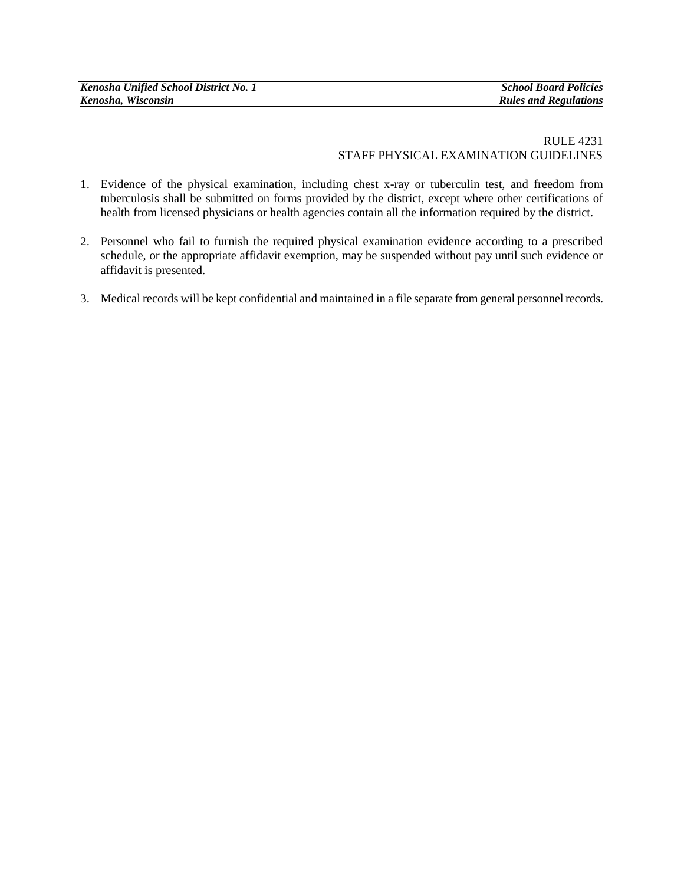RULE 4231
STAFF PHYSICAL EXAMINATION GUIDELINES

1. Evidence of the physical examination, including chest x-ray or tuberculin test, and freedom from tuberculosis shall be submitted on forms provided by the district, except where other certifications of health from licensed physicians or health agencies contain all the information required by the district.

2. Personnel who fail to furnish the required physical examination evidence according to a prescribed schedule, or the appropriate affidavit exemption, may be suspended without pay until such evidence or affidavit is presented.

3. Medical records will be kept confidential and maintained in a file separate from general personnel records.